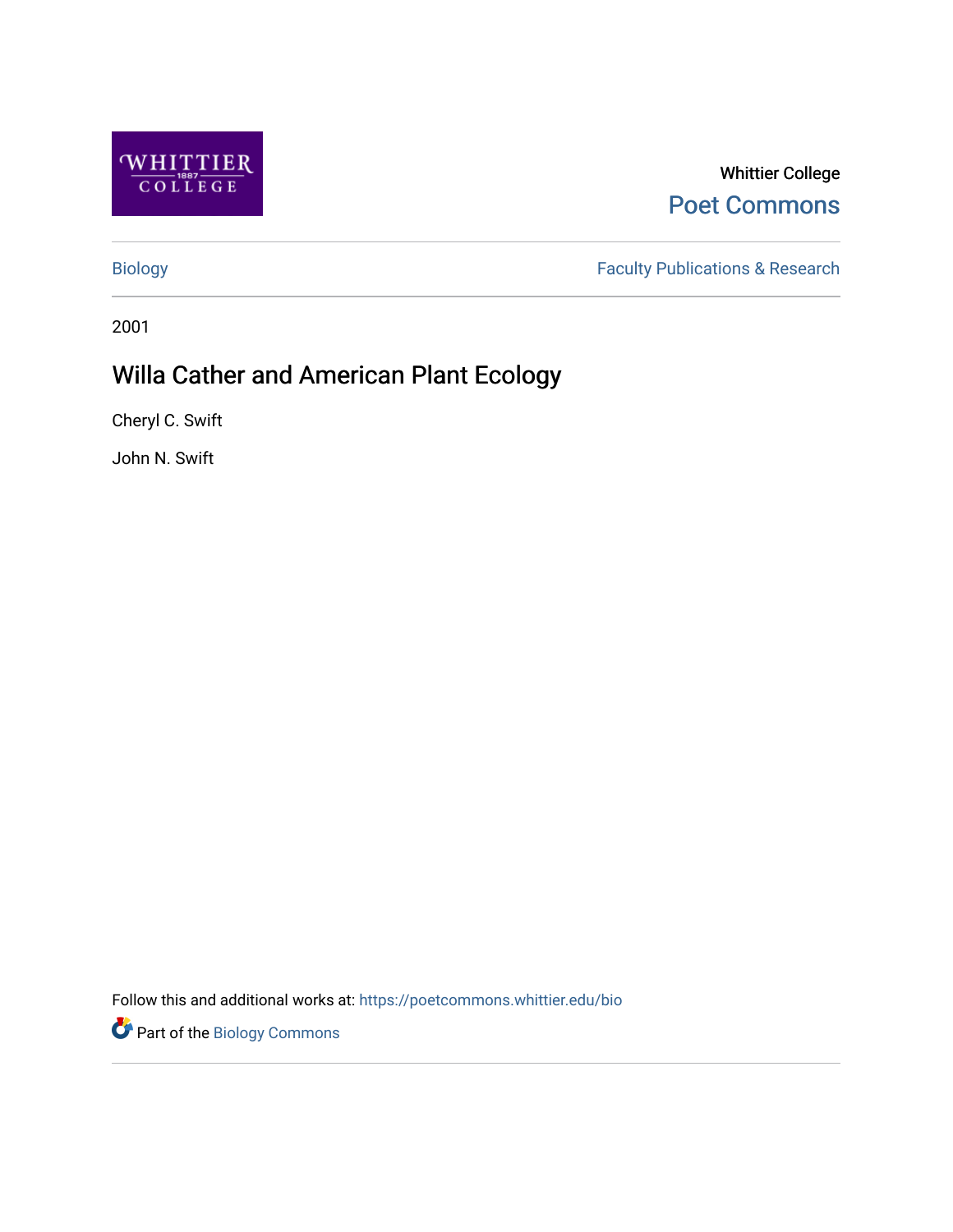Whittier College

Poet Commons

Biology | Faculty Publications & Research

2001

# Willa Cather and American Plant Ecology

Cheryl C. Swift

John N. Swift

Follow this and additional works at: https://poetcommons.whittier.edu/bio

Part of the Biology Commons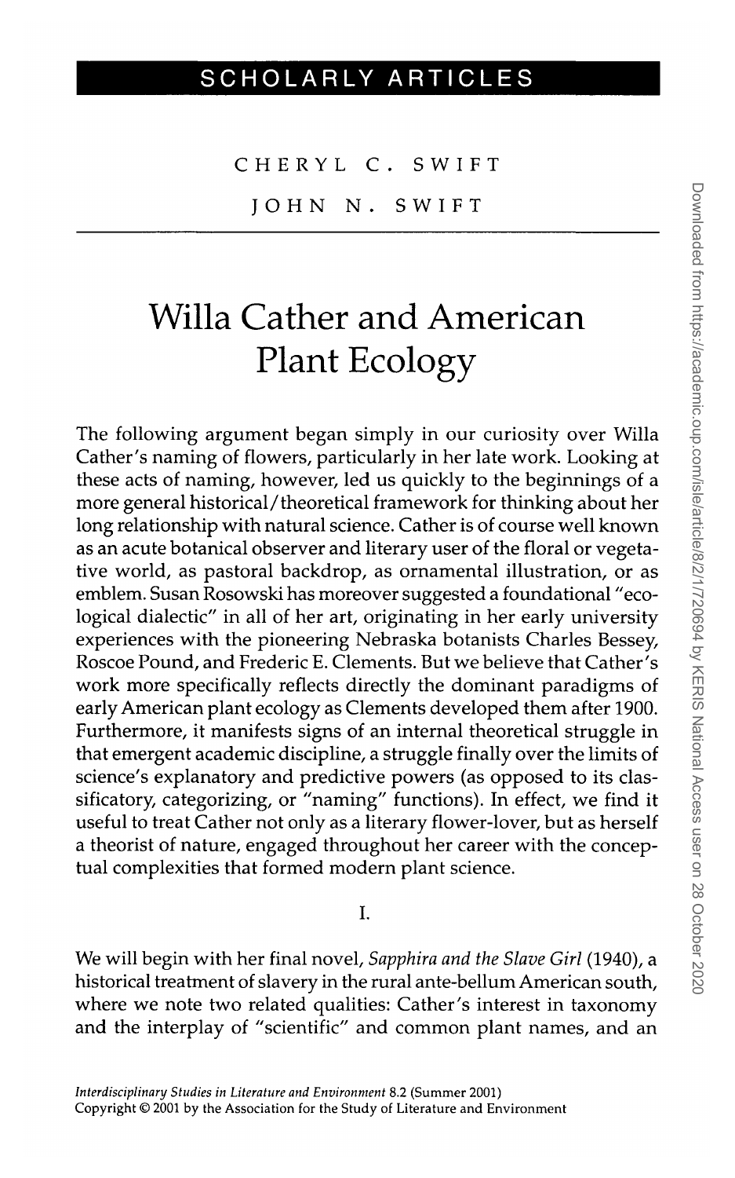SCHOLARLY ARTICLES

CHERYL C. SWIFT

JOHN N. SWIFT

# Willa Cather and American Plant Ecology

The following argument began simply in our curiosity over Willa Cather's naming of flowers, particularly in her late work. Looking at these acts of naming, however, led us quickly to the beginnings of a more general historical/theoretical framework for thinking about her long relationship with natural science. Cather is of course well known as an acute botanical observer and literary user of the floral or vegetative world, as pastoral backdrop, as ornamental illustration, or as emblem. Susan Rosowski has moreover suggested a foundational "ecological dialectic" in all of her art, originating in her early university experiences with the pioneering Nebraska botanists Charles Bessey, Roscoe Pound, and Frederic E. Clements. But we believe that Cather's work more specifically reflects directly the dominant paradigms of early American plant ecology as Clements developed them after 1900. Furthermore, it manifests signs of an internal theoretical struggle in that emergent academic discipline, a struggle finally over the limits of science's explanatory and predictive powers (as opposed to its classificatory, categorizing, or "naming" functions). In effect, we find it useful to treat Cather not only as a literary flower-lover, but as herself a theorist of nature, engaged throughout her career with the conceptual complexities that formed modern plant science.

## I.

We will begin with her final novel, *Sapphira and the Slave Girl* (1940), a historical treatment of slavery in the rural ante-bellum American south, where we note two related qualities: Cather's interest in taxonomy and the interplay of "scientific" and common plant names, and an

*Interdisciplinary Studies in Literature and Environment* 8.2 (Summer 2001)
Copyright © 2001 by the Association for the Study of Literature and Environment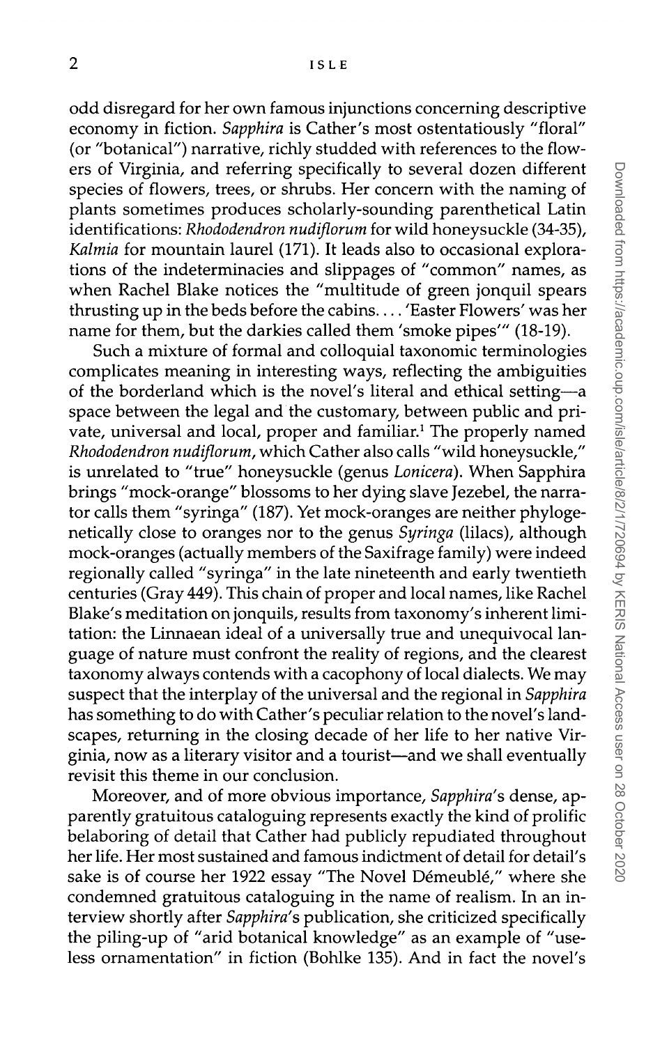odd disregard for her own famous injunctions concerning descriptive economy in fiction. *Sapphira* is Cather's most ostentatiously "floral" (or "botanical") narrative, richly studded with references to the flowers of Virginia, and referring specifically to several dozen different species of flowers, trees, or shrubs. Her concern with the naming of plants sometimes produces scholarly-sounding parenthetical Latin identifications: *Rhododendron nudiflorum* for wild honeysuckle (34-35), *Kalmia* for mountain laurel (171). It leads also to occasional explorations of the indeterminacies and slippages of "common" names, as when Rachel Blake notices the "multitude of green jonquil spears thrusting up in the beds before the cabins. . . . 'Easter Flowers' was her name for them, but the darkies called them 'smoke pipes'" (18-19).

Such a mixture of formal and colloquial taxonomic terminologies complicates meaning in interesting ways, reflecting the ambiguities of the borderland which is the novel's literal and ethical setting—a space between the legal and the customary, between public and private, universal and local, proper and familiar.[1] The properly named *Rhododendron nudiflorum*, which Cather also calls "wild honeysuckle," is unrelated to "true" honeysuckle (genus *Lonicera*). When Sapphira brings "mock-orange" blossoms to her dying slave Jezebel, the narrator calls them "syringa" (187). Yet mock-oranges are neither phylogenetically close to oranges nor to the genus *Syringa* (lilacs), although mock-oranges (actually members of the Saxifrage family) were indeed regionally called "syringa" in the late nineteenth and early twentieth centuries (Gray 449). This chain of proper and local names, like Rachel Blake's meditation on jonquils, results from taxonomy's inherent limitation: the Linnaean ideal of a universally true and unequivocal language of nature must confront the reality of regions, and the clearest taxonomy always contends with a cacophony of local dialects. We may suspect that the interplay of the universal and the regional in *Sapphira* has something to do with Cather's peculiar relation to the novel's landscapes, returning in the closing decade of her life to her native Virginia, now as a literary visitor and a tourist—and we shall eventually revisit this theme in our conclusion.

Moreover, and of more obvious importance, *Sapphira*'s dense, apparently gratuitous cataloguing represents exactly the kind of prolific belaboring of detail that Cather had publicly repudiated throughout her life. Her most sustained and famous indictment of detail for detail's sake is of course her 1922 essay "The Novel Démeublé," where she condemned gratuitous cataloguing in the name of realism. In an interview shortly after *Sapphira*'s publication, she criticized specifically the piling-up of "arid botanical knowledge" as an example of "useless ornamentation" in fiction (Bohlke 135). And in fact the novel's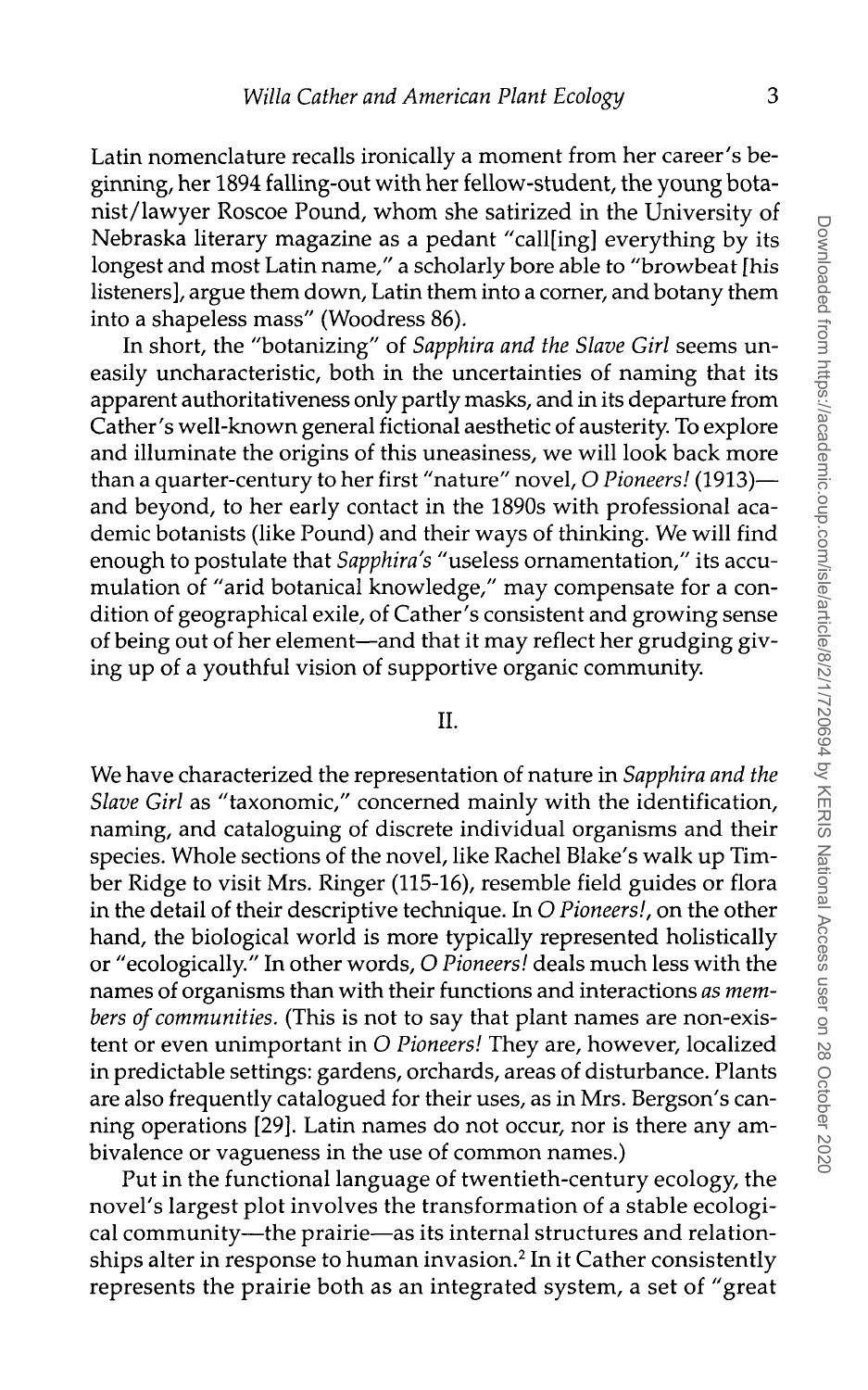Latin nomenclature recalls ironically a moment from her career's beginning, her 1894 falling-out with her fellow-student, the young botanist/lawyer Roscoe Pound, whom she satirized in the University of Nebraska literary magazine as a pedant "call[ing] everything by its longest and most Latin name," a scholarly bore able to "browbeat [his listeners], argue them down, Latin them into a corner, and botany them into a shapeless mass" (Woodress 86).

In short, the "botanizing" of *Sapphira and the Slave Girl* seems uneasily uncharacteristic, both in the uncertainties of naming that its apparent authoritativeness only partly masks, and in its departure from Cather's well-known general fictional aesthetic of austerity. To explore and illuminate the origins of this uneasiness, we will look back more than a quarter-century to her first "nature" novel, *O Pioneers!* (1913)—and beyond, to her early contact in the 1890s with professional academic botanists (like Pound) and their ways of thinking. We will find enough to postulate that *Sapphira's* "useless ornamentation," its accumulation of "arid botanical knowledge," may compensate for a condition of geographical exile, of Cather's consistent and growing sense of being out of her element—and that it may reflect her grudging giving up of a youthful vision of supportive organic community.

## II.

We have characterized the representation of nature in *Sapphira and the Slave Girl* as "taxonomic," concerned mainly with the identification, naming, and cataloguing of discrete individual organisms and their species. Whole sections of the novel, like Rachel Blake's walk up Timber Ridge to visit Mrs. Ringer (115-16), resemble field guides or flora in the detail of their descriptive technique. In *O Pioneers!*, on the other hand, the biological world is more typically represented holistically or "ecologically." In other words, *O Pioneers!* deals much less with the names of organisms than with their functions and interactions *as members of communities.* (This is not to say that plant names are non-existent or even unimportant in *O Pioneers!* They are, however, localized in predictable settings: gardens, orchards, areas of disturbance. Plants are also frequently catalogued for their uses, as in Mrs. Bergson's canning operations [29]. Latin names do not occur, nor is there any ambivalence or vagueness in the use of common names.)

Put in the functional language of twentieth-century ecology, the novel's largest plot involves the transformation of a stable ecological community—the prairie—as its internal structures and relationships alter in response to human invasion.[2] In it Cather consistently represents the prairie both as an integrated system, a set of "great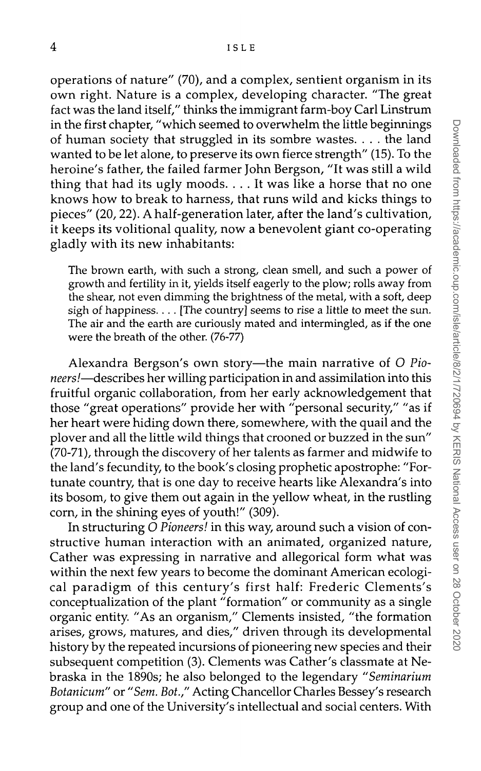operations of nature" (70), and a complex, sentient organism in its own right. Nature is a complex, developing character. "The great fact was the land itself," thinks the immigrant farm-boy Carl Linstrum in the first chapter, "which seemed to overwhelm the little beginnings of human society that struggled in its sombre wastes. . . . the land wanted to be let alone, to preserve its own fierce strength" (15). To the heroine's father, the failed farmer John Bergson, "It was still a wild thing that had its ugly moods. . . . It was like a horse that no one knows how to break to harness, that runs wild and kicks things to pieces" (20, 22). A half-generation later, after the land's cultivation, it keeps its volitional quality, now a benevolent giant co-operating gladly with its new inhabitants:

> The brown earth, with such a strong, clean smell, and such a power of growth and fertility in it, yields itself eagerly to the plow; rolls away from the shear, not even dimming the brightness of the metal, with a soft, deep sigh of happiness. . . . [The country] seems to rise a little to meet the sun. The air and the earth are curiously mated and intermingled, as if the one were the breath of the other. (76-77)

Alexandra Bergson's own story—the main narrative of *O Pioneers!*—describes her willing participation in and assimilation into this fruitful organic collaboration, from her early acknowledgement that those "great operations" provide her with "personal security," "as if her heart were hiding down there, somewhere, with the quail and the plover and all the little wild things that crooned or buzzed in the sun" (70-71), through the discovery of her talents as farmer and midwife to the land's fecundity, to the book's closing prophetic apostrophe: "Fortunate country, that is one day to receive hearts like Alexandra's into its bosom, to give them out again in the yellow wheat, in the rustling corn, in the shining eyes of youth!" (309).

In structuring *O Pioneers!* in this way, around such a vision of constructive human interaction with an animated, organized nature, Cather was expressing in narrative and allegorical form what was within the next few years to become the dominant American ecological paradigm of this century's first half: Frederic Clements's conceptualization of the plant "formation" or community as a single organic entity. "As an organism," Clements insisted, "the formation arises, grows, matures, and dies," driven through its developmental history by the repeated incursions of pioneering new species and their subsequent competition (3). Clements was Cather's classmate at Nebraska in the 1890s; he also belonged to the legendary "*Seminarium Botanicum*" or "*Sem. Bot.*," Acting Chancellor Charles Bessey's research group and one of the University's intellectual and social centers. With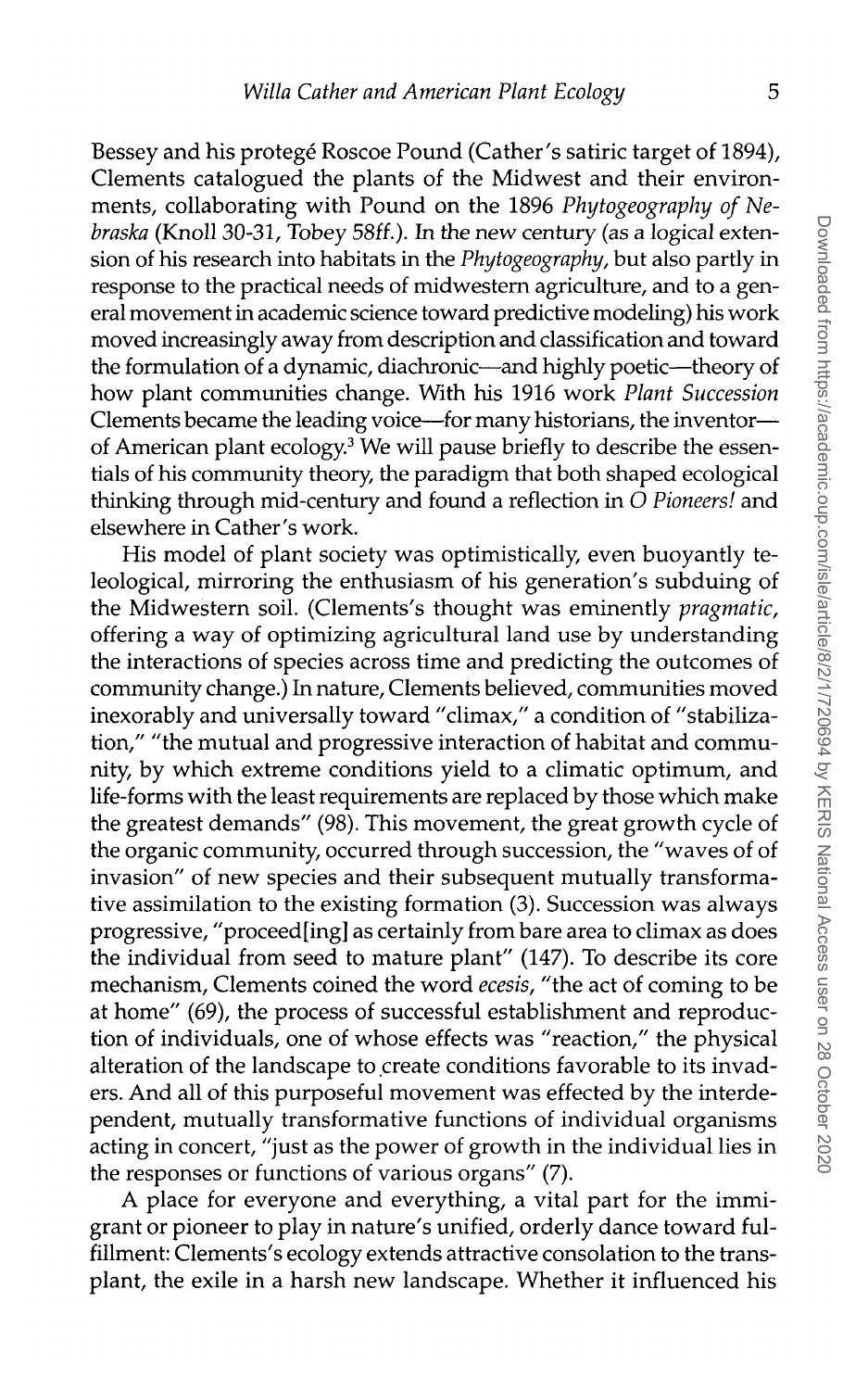Bessey and his protegé Roscoe Pound (Cather's satiric target of 1894), Clements catalogued the plants of the Midwest and their environments, collaborating with Pound on the 1896 *Phytogeography of Nebraska* (Knoll 30-31, Tobey 58ff.). In the new century (as a logical extension of his research into habitats in the *Phytogeography*, but also partly in response to the practical needs of midwestern agriculture, and to a general movement in academic science toward predictive modeling) his work moved increasingly away from description and classification and toward the formulation of a dynamic, diachronic—and highly poetic—theory of how plant communities change. With his 1916 work *Plant Succession* Clements became the leading voice—for many historians, the inventor—of American plant ecology.[3] We will pause briefly to describe the essentials of his community theory, the paradigm that both shaped ecological thinking through mid-century and found a reflection in *O Pioneers!* and elsewhere in Cather's work.

His model of plant society was optimistically, even buoyantly teleological, mirroring the enthusiasm of his generation's subduing of the Midwestern soil. (Clements's thought was eminently *pragmatic*, offering a way of optimizing agricultural land use by understanding the interactions of species across time and predicting the outcomes of community change.) In nature, Clements believed, communities moved inexorably and universally toward "climax," a condition of "stabilization," "the mutual and progressive interaction of habitat and community, by which extreme conditions yield to a climatic optimum, and life-forms with the least requirements are replaced by those which make the greatest demands" (98). This movement, the great growth cycle of the organic community, occurred through succession, the "waves of of invasion" of new species and their subsequent mutually transformative assimilation to the existing formation (3). Succession was always progressive, "proceed[ing] as certainly from bare area to climax as does the individual from seed to mature plant" (147). To describe its core mechanism, Clements coined the word *ecesis*, "the act of coming to be at home" (69), the process of successful establishment and reproduction of individuals, one of whose effects was "reaction," the physical alteration of the landscape to create conditions favorable to its invaders. And all of this purposeful movement was effected by the interdependent, mutually transformative functions of individual organisms acting in concert, "just as the power of growth in the individual lies in the responses or functions of various organs" (7).

A place for everyone and everything, a vital part for the immigrant or pioneer to play in nature's unified, orderly dance toward fulfillment: Clements's ecology extends attractive consolation to the transplant, the exile in a harsh new landscape. Whether it influenced his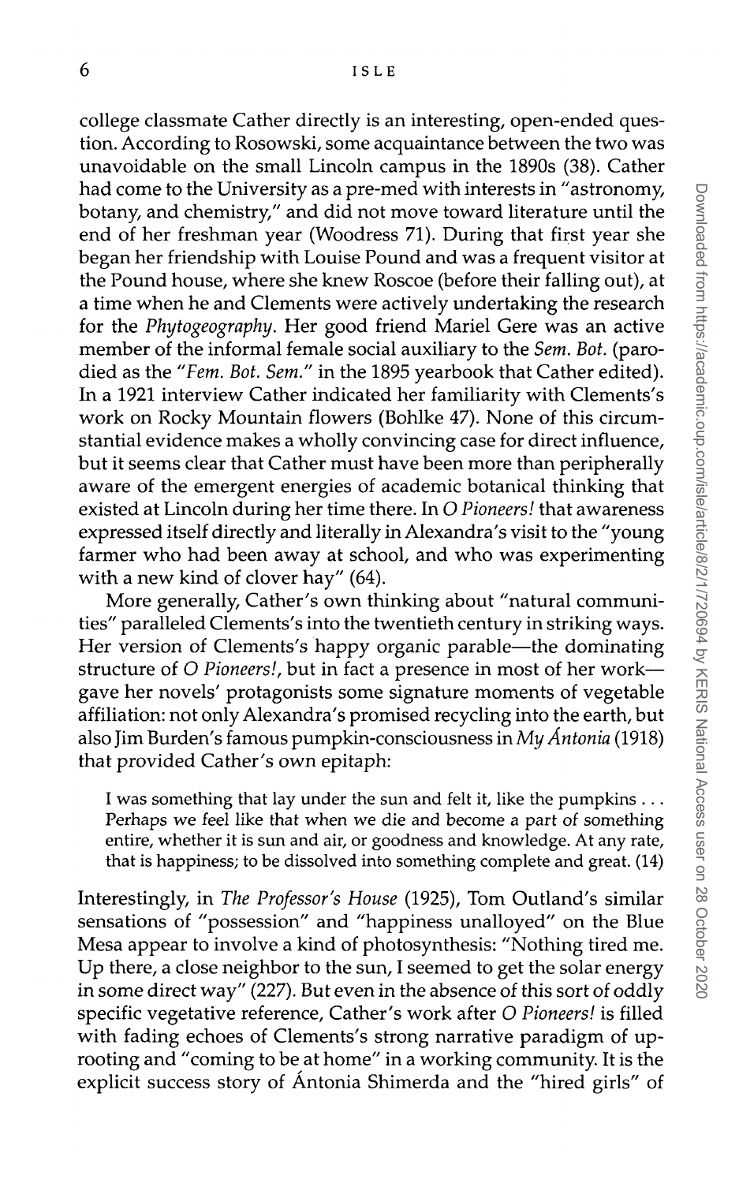college classmate Cather directly is an interesting, open-ended question. According to Rosowski, some acquaintance between the two was unavoidable on the small Lincoln campus in the 1890s (38). Cather had come to the University as a pre-med with interests in "astronomy, botany, and chemistry," and did not move toward literature until the end of her freshman year (Woodress 71). During that first year she began her friendship with Louise Pound and was a frequent visitor at the Pound house, where she knew Roscoe (before their falling out), at a time when he and Clements were actively undertaking the research for the *Phytogeography*. Her good friend Mariel Gere was an active member of the informal female social auxiliary to the *Sem. Bot.* (parodied as the "*Fem. Bot. Sem.*" in the 1895 yearbook that Cather edited). In a 1921 interview Cather indicated her familiarity with Clements's work on Rocky Mountain flowers (Bohlke 47). None of this circumstantial evidence makes a wholly convincing case for direct influence, but it seems clear that Cather must have been more than peripherally aware of the emergent energies of academic botanical thinking that existed at Lincoln during her time there. In *O Pioneers!* that awareness expressed itself directly and literally in Alexandra's visit to the "young farmer who had been away at school, and who was experimenting with a new kind of clover hay" (64).

More generally, Cather's own thinking about "natural communities" paralleled Clements's into the twentieth century in striking ways. Her version of Clements's happy organic parable—the dominating structure of *O Pioneers!*, but in fact a presence in most of her work—gave her novels' protagonists some signature moments of vegetable affiliation: not only Alexandra's promised recycling into the earth, but also Jim Burden's famous pumpkin-consciousness in *My Ántonia* (1918) that provided Cather's own epitaph:

> I was something that lay under the sun and felt it, like the pumpkins . . . Perhaps we feel like that when we die and become a part of something entire, whether it is sun and air, or goodness and knowledge. At any rate, that is happiness; to be dissolved into something complete and great. (14)

Interestingly, in *The Professor's House* (1925), Tom Outland's similar sensations of "possession" and "happiness unalloyed" on the Blue Mesa appear to involve a kind of photosynthesis: "Nothing tired me. Up there, a close neighbor to the sun, I seemed to get the solar energy in some direct way" (227). But even in the absence of this sort of oddly specific vegetative reference, Cather's work after *O Pioneers!* is filled with fading echoes of Clements's strong narrative paradigm of uprooting and "coming to be at home" in a working community. It is the explicit success story of Ántonia Shimerda and the "hired girls" of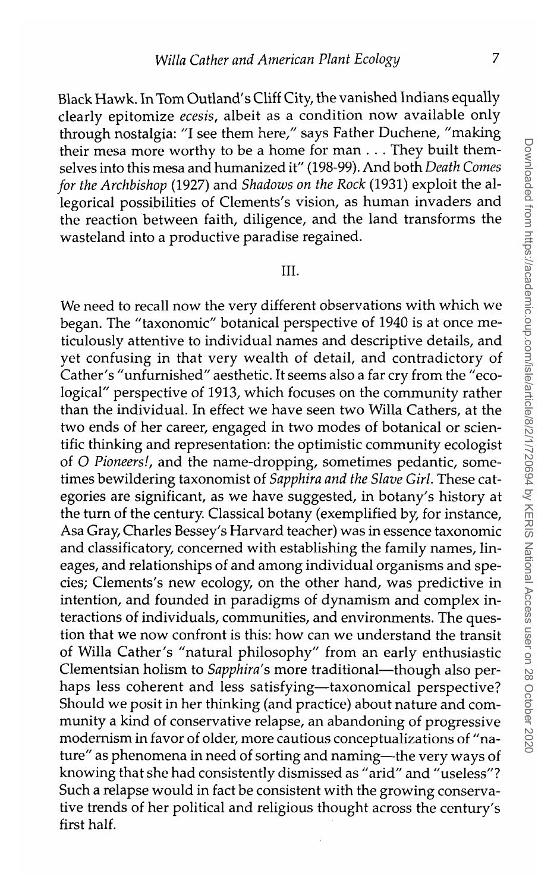Black Hawk. In Tom Outland's Cliff City, the vanished Indians equally clearly epitomize *ecesis*, albeit as a condition now available only through nostalgia: "I see them here," says Father Duchene, "making their mesa more worthy to be a home for man . . . They built themselves into this mesa and humanized it" (198-99). And both *Death Comes for the Archbishop* (1927) and *Shadows on the Rock* (1931) exploit the allegorical possibilities of Clements's vision, as human invaders and the reaction between faith, diligence, and the land transforms the wasteland into a productive paradise regained.

## III.

We need to recall now the very different observations with which we began. The "taxonomic" botanical perspective of 1940 is at once meticulously attentive to individual names and descriptive details, and yet confusing in that very wealth of detail, and contradictory of Cather's "unfurnished" aesthetic. It seems also a far cry from the "ecological" perspective of 1913, which focuses on the community rather than the individual. In effect we have seen two Willa Cathers, at the two ends of her career, engaged in two modes of botanical or scientific thinking and representation: the optimistic community ecologist of *O Pioneers!*, and the name-dropping, sometimes pedantic, sometimes bewildering taxonomist of *Sapphira and the Slave Girl*. These categories are significant, as we have suggested, in botany's history at the turn of the century. Classical botany (exemplified by, for instance, Asa Gray, Charles Bessey's Harvard teacher) was in essence taxonomic and classificatory, concerned with establishing the family names, lineages, and relationships of and among individual organisms and species; Clements's new ecology, on the other hand, was predictive in intention, and founded in paradigms of dynamism and complex interactions of individuals, communities, and environments. The question that we now confront is this: how can we understand the transit of Willa Cather's "natural philosophy" from an early enthusiastic Clementsian holism to *Sapphira*'s more traditional—though also perhaps less coherent and less satisfying—taxonomical perspective? Should we posit in her thinking (and practice) about nature and community a kind of conservative relapse, an abandoning of progressive modernism in favor of older, more cautious conceptualizations of "nature" as phenomena in need of sorting and naming—the very ways of knowing that she had consistently dismissed as "arid" and "useless"? Such a relapse would in fact be consistent with the growing conservative trends of her political and religious thought across the century's first half.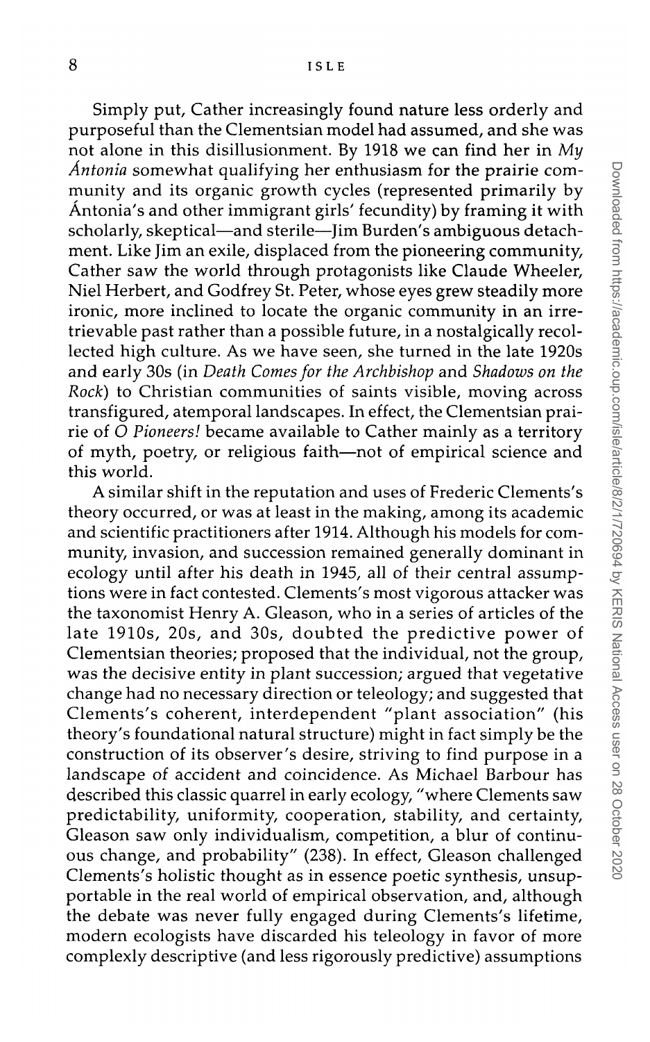Simply put, Cather increasingly found nature less orderly and purposeful than the Clementsian model had assumed, and she was not alone in this disillusionment. By 1918 we can find her in *My Ántonia* somewhat qualifying her enthusiasm for the prairie community and its organic growth cycles (represented primarily by Ántonia's and other immigrant girls' fecundity) by framing it with scholarly, skeptical—and sterile—Jim Burden's ambiguous detachment. Like Jim an exile, displaced from the pioneering community, Cather saw the world through protagonists like Claude Wheeler, Niel Herbert, and Godfrey St. Peter, whose eyes grew steadily more ironic, more inclined to locate the organic community in an irretrievable past rather than a possible future, in a nostalgically recollected high culture. As we have seen, she turned in the late 1920s and early 30s (in *Death Comes for the Archbishop* and *Shadows on the Rock*) to Christian communities of saints visible, moving across transfigured, atemporal landscapes. In effect, the Clementsian prairie of *O Pioneers!* became available to Cather mainly as a territory of myth, poetry, or religious faith—not of empirical science and this world.

A similar shift in the reputation and uses of Frederic Clements's theory occurred, or was at least in the making, among its academic and scientific practitioners after 1914. Although his models for community, invasion, and succession remained generally dominant in ecology until after his death in 1945, all of their central assumptions were in fact contested. Clements's most vigorous attacker was the taxonomist Henry A. Gleason, who in a series of articles of the late 1910s, 20s, and 30s, doubted the predictive power of Clementsian theories; proposed that the individual, not the group, was the decisive entity in plant succession; argued that vegetative change had no necessary direction or teleology; and suggested that Clements's coherent, interdependent "plant association" (his theory's foundational natural structure) might in fact simply be the construction of its observer's desire, striving to find purpose in a landscape of accident and coincidence. As Michael Barbour has described this classic quarrel in early ecology, "where Clements saw predictability, uniformity, cooperation, stability, and certainty, Gleason saw only individualism, competition, a blur of continuous change, and probability" (238). In effect, Gleason challenged Clements's holistic thought as in essence poetic synthesis, unsupportable in the real world of empirical observation, and, although the debate was never fully engaged during Clements's lifetime, modern ecologists have discarded his teleology in favor of more complexly descriptive (and less rigorously predictive) assumptions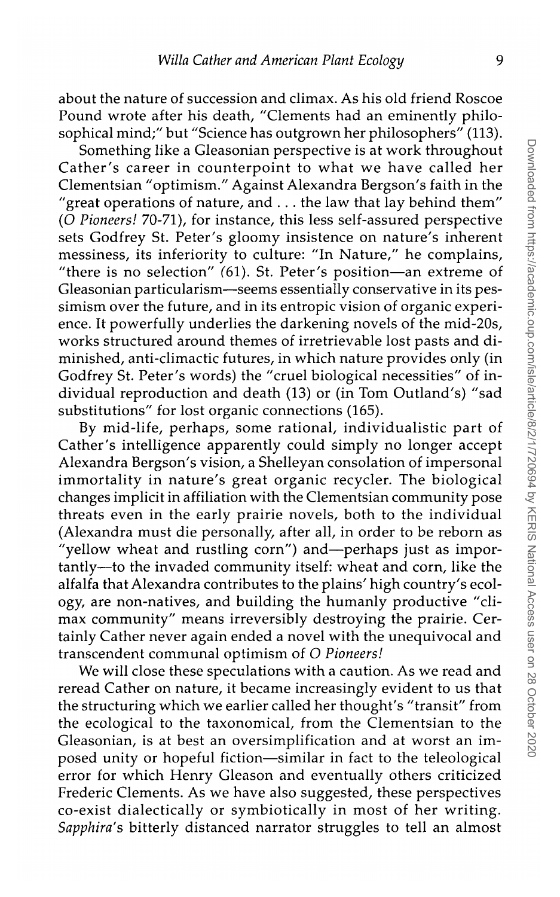about the nature of succession and climax. As his old friend Roscoe Pound wrote after his death, "Clements had an eminently philosophical mind;" but "Science has outgrown her philosophers" (113).

Something like a Gleasonian perspective is at work throughout Cather's career in counterpoint to what we have called her Clementsian "optimism." Against Alexandra Bergson's faith in the "great operations of nature, and . . . the law that lay behind them" (*O Pioneers!* 70-71), for instance, this less self-assured perspective sets Godfrey St. Peter's gloomy insistence on nature's inherent messiness, its inferiority to culture: "In Nature," he complains, "there is no selection" (61). St. Peter's position—an extreme of Gleasonian particularism—seems essentially conservative in its pessimism over the future, and in its entropic vision of organic experience. It powerfully underlies the darkening novels of the mid-20s, works structured around themes of irretrievable lost pasts and diminished, anti-climactic futures, in which nature provides only (in Godfrey St. Peter's words) the "cruel biological necessities" of individual reproduction and death (13) or (in Tom Outland's) "sad substitutions" for lost organic connections (165).

By mid-life, perhaps, some rational, individualistic part of Cather's intelligence apparently could simply no longer accept Alexandra Bergson's vision, a Shelleyan consolation of impersonal immortality in nature's great organic recycler. The biological changes implicit in affiliation with the Clementsian community pose threats even in the early prairie novels, both to the individual (Alexandra must die personally, after all, in order to be reborn as "yellow wheat and rustling corn") and—perhaps just as importantly—to the invaded community itself: wheat and corn, like the alfalfa that Alexandra contributes to the plains' high country's ecology, are non-natives, and building the humanly productive "climax community" means irreversibly destroying the prairie. Certainly Cather never again ended a novel with the unequivocal and transcendent communal optimism of *O Pioneers!*

We will close these speculations with a caution. As we read and reread Cather on nature, it became increasingly evident to us that the structuring which we earlier called her thought's "transit" from the ecological to the taxonomical, from the Clementsian to the Gleasonian, is at best an oversimplification and at worst an imposed unity or hopeful fiction—similar in fact to the teleological error for which Henry Gleason and eventually others criticized Frederic Clements. As we have also suggested, these perspectives co-exist dialectically or symbiotically in most of her writing. *Sapphira*'s bitterly distanced narrator struggles to tell an almost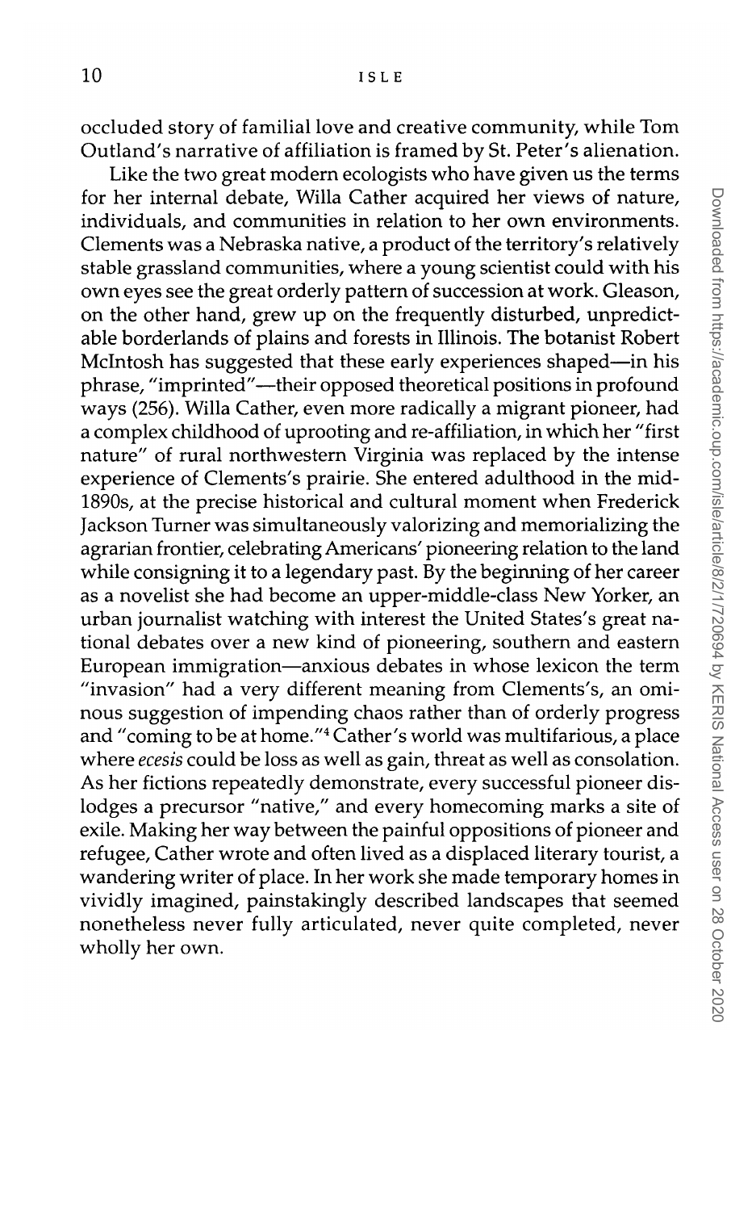occluded story of familial love and creative community, while Tom Outland's narrative of affiliation is framed by St. Peter's alienation.

Like the two great modern ecologists who have given us the terms for her internal debate, Willa Cather acquired her views of nature, individuals, and communities in relation to her own environments. Clements was a Nebraska native, a product of the territory's relatively stable grassland communities, where a young scientist could with his own eyes see the great orderly pattern of succession at work. Gleason, on the other hand, grew up on the frequently disturbed, unpredictable borderlands of plains and forests in Illinois. The botanist Robert McIntosh has suggested that these early experiences shaped—in his phrase, "imprinted"—their opposed theoretical positions in profound ways (256). Willa Cather, even more radically a migrant pioneer, had a complex childhood of uprooting and re-affiliation, in which her "first nature" of rural northwestern Virginia was replaced by the intense experience of Clements's prairie. She entered adulthood in the mid-1890s, at the precise historical and cultural moment when Frederick Jackson Turner was simultaneously valorizing and memorializing the agrarian frontier, celebrating Americans' pioneering relation to the land while consigning it to a legendary past. By the beginning of her career as a novelist she had become an upper-middle-class New Yorker, an urban journalist watching with interest the United States's great national debates over a new kind of pioneering, southern and eastern European immigration—anxious debates in whose lexicon the term "invasion" had a very different meaning from Clements's, an ominous suggestion of impending chaos rather than of orderly progress and "coming to be at home."[4] Cather's world was multifarious, a place where *ecesis* could be loss as well as gain, threat as well as consolation. As her fictions repeatedly demonstrate, every successful pioneer dislodges a precursor "native," and every homecoming marks a site of exile. Making her way between the painful oppositions of pioneer and refugee, Cather wrote and often lived as a displaced literary tourist, a wandering writer of place. In her work she made temporary homes in vividly imagined, painstakingly described landscapes that seemed nonetheless never fully articulated, never quite completed, never wholly her own.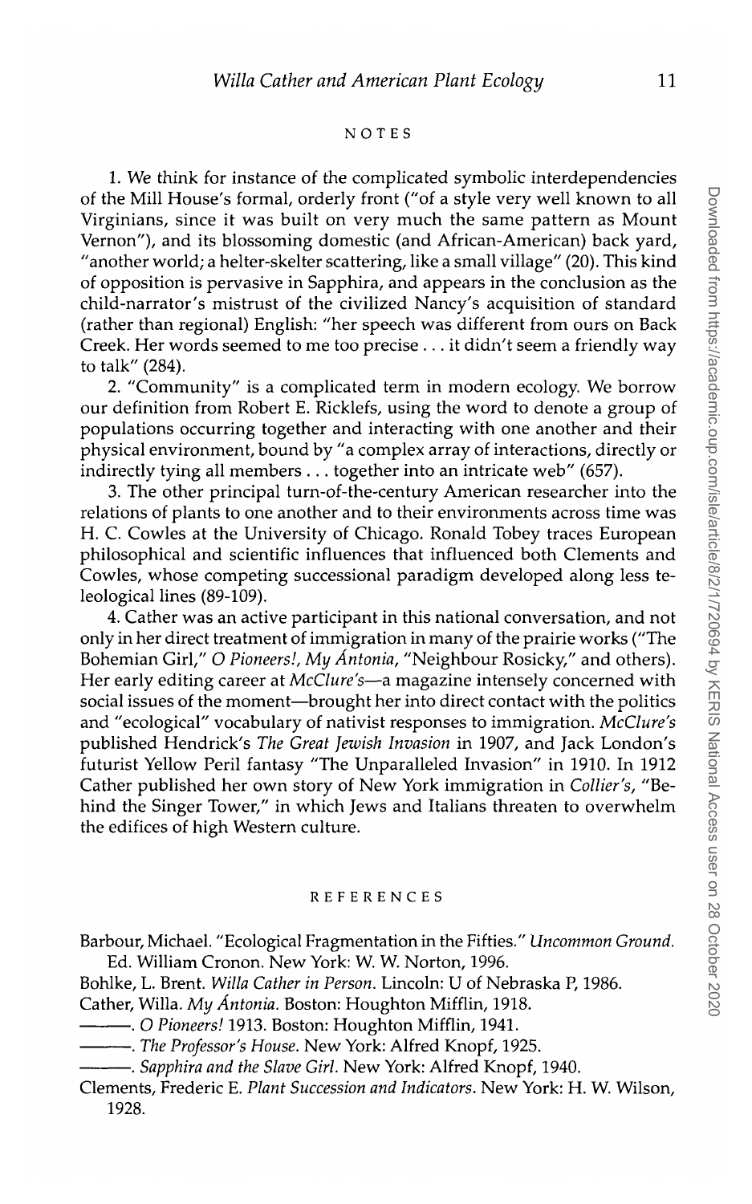## NOTES

1. We think for instance of the complicated symbolic interdependencies of the Mill House's formal, orderly front ("of a style very well known to all Virginians, since it was built on very much the same pattern as Mount Vernon"), and its blossoming domestic (and African-American) back yard, "another world; a helter-skelter scattering, like a small village" (20). This kind of opposition is pervasive in Sapphira, and appears in the conclusion as the child-narrator's mistrust of the civilized Nancy's acquisition of standard (rather than regional) English: "her speech was different from ours on Back Creek. Her words seemed to me too precise . . . it didn't seem a friendly way to talk" (284).

2. "Community" is a complicated term in modern ecology. We borrow our definition from Robert E. Ricklefs, using the word to denote a group of populations occurring together and interacting with one another and their physical environment, bound by "a complex array of interactions, directly or indirectly tying all members . . . together into an intricate web" (657).

3. The other principal turn-of-the-century American researcher into the relations of plants to one another and to their environments across time was H. C. Cowles at the University of Chicago. Ronald Tobey traces European philosophical and scientific influences that influenced both Clements and Cowles, whose competing successional paradigm developed along less teleological lines (89-109).

4. Cather was an active participant in this national conversation, and not only in her direct treatment of immigration in many of the prairie works ("The Bohemian Girl," *O Pioneers!*, *My Ántonia*, "Neighbour Rosicky," and others). Her early editing career at *McClure's*—a magazine intensely concerned with social issues of the moment—brought her into direct contact with the politics and "ecological" vocabulary of nativist responses to immigration. *McClure's* published Hendrick's *The Great Jewish Invasion* in 1907, and Jack London's futurist Yellow Peril fantasy "The Unparalleled Invasion" in 1910. In 1912 Cather published her own story of New York immigration in *Collier's*, "Behind the Singer Tower," in which Jews and Italians threaten to overwhelm the edifices of high Western culture.

## REFERENCES

Barbour, Michael. "Ecological Fragmentation in the Fifties." *Uncommon Ground*. Ed. William Cronon. New York: W. W. Norton, 1996.

Bohlke, L. Brent. *Willa Cather in Person*. Lincoln: U of Nebraska P, 1986.

Cather, Willa. *My Ántonia*. Boston: Houghton Mifflin, 1918.

———. *O Pioneers!* 1913. Boston: Houghton Mifflin, 1941.

———. *The Professor's House*. New York: Alfred Knopf, 1925.

———. *Sapphira and the Slave Girl*. New York: Alfred Knopf, 1940.

Clements, Frederic E. *Plant Succession and Indicators*. New York: H. W. Wilson, 1928.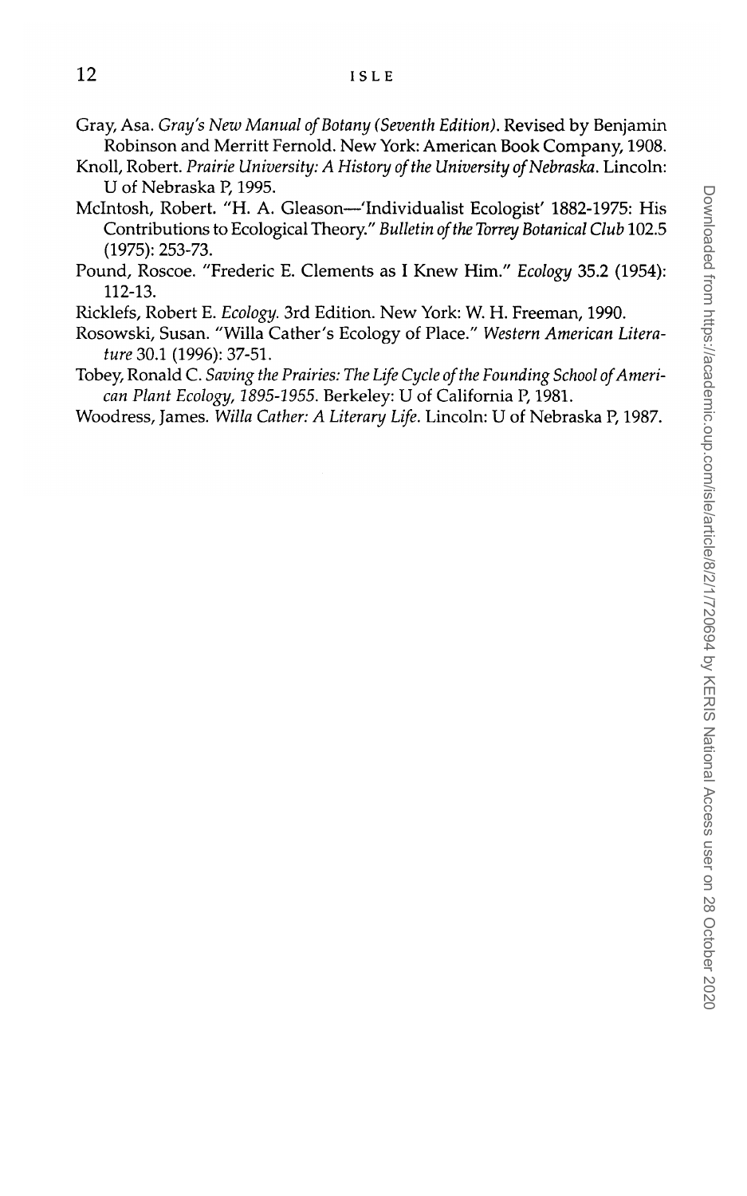Gray, Asa. *Gray's New Manual of Botany (Seventh Edition)*. Revised by Benjamin Robinson and Merritt Fernold. New York: American Book Company, 1908.

Knoll, Robert. *Prairie University: A History of the University of Nebraska*. Lincoln: U of Nebraska P, 1995.

McIntosh, Robert. "H. A. Gleason—'Individualist Ecologist' 1882-1975: His Contributions to Ecological Theory." *Bulletin of the Torrey Botanical Club* 102.5 (1975): 253-73.

Pound, Roscoe. "Frederic E. Clements as I Knew Him." *Ecology* 35.2 (1954): 112-13.

Ricklefs, Robert E. *Ecology*. 3rd Edition. New York: W. H. Freeman, 1990.

Rosowski, Susan. "Willa Cather's Ecology of Place." *Western American Literature* 30.1 (1996): 37-51.

Tobey, Ronald C. *Saving the Prairies: The Life Cycle of the Founding School of American Plant Ecology, 1895-1955*. Berkeley: U of California P, 1981.

Woodress, James. *Willa Cather: A Literary Life*. Lincoln: U of Nebraska P, 1987.